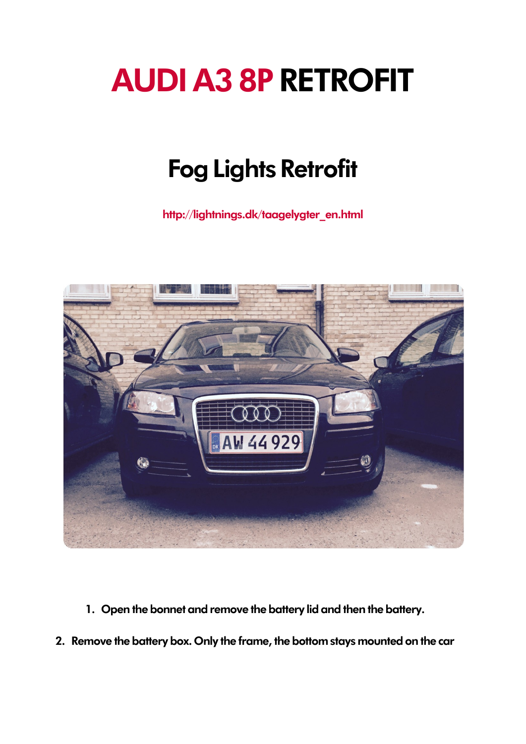# AUDI A3 8P RETROFIT

## Fog Lights Retrofit

http://lightnings.dk/taagelygter_en.html

1. Open the bonnet and remove the battery lid and then the battery.
2. Remove the battery box. Only the frame, the bottom stays mounted on the car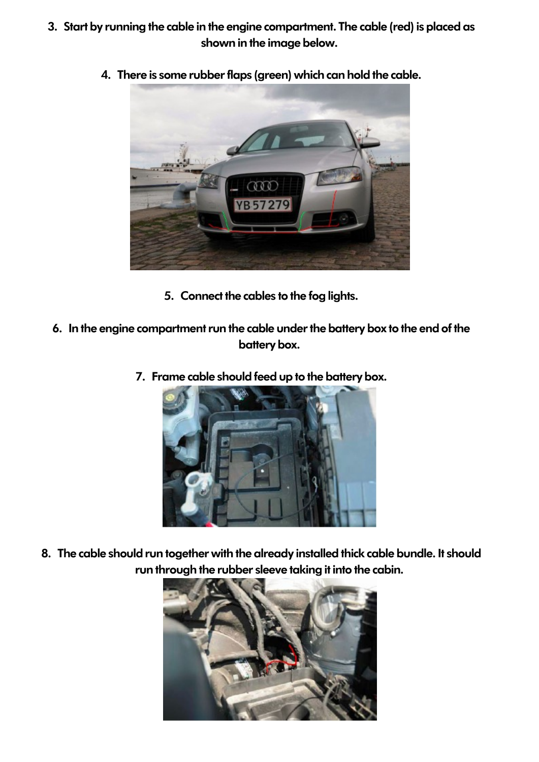3. Start by running the cable in the engine compartment. The cable (red) is placed as shown in the image below.

4. There is some rubber flaps (green) which can hold the cable.

5. Connect the cables to the fog lights.

6. In the engine compartment run the cable under the battery box to the end of the battery box.

7. Frame cable should feed up to the battery box.

8. The cable should run together with the already installed thick cable bundle. It should run through the rubber sleeve taking it into the cabin.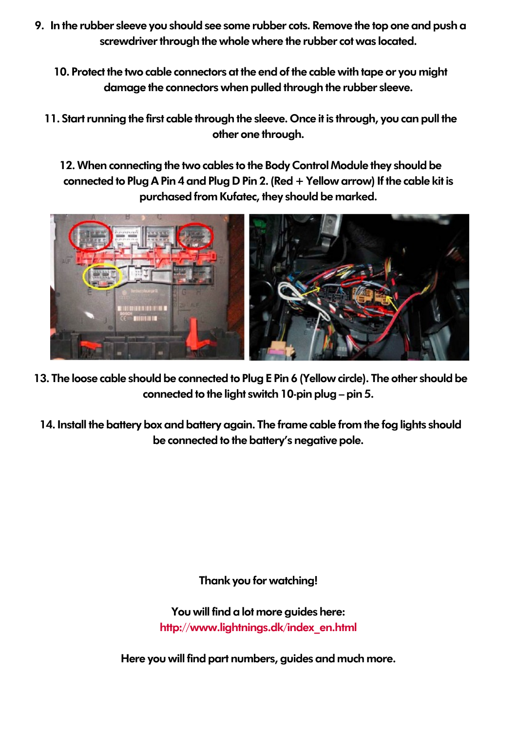9. In the rubber sleeve you should see some rubber cots. Remove the top one and push a screwdriver through the whole where the rubber cot was located.

10. Protect the two cable connectors at the end of the cable with tape or you might damage the connectors when pulled through the rubber sleeve.

11. Start running the first cable through the sleeve. Once it is through, you can pull the other one through.

12. When connecting the two cables to the Body Control Module they should be connected to Plug A Pin 4 and Plug D Pin 2. (Red + Yellow arrow) If the cable kit is purchased from Kufatec, they should be marked.

13. The loose cable should be connected to Plug E Pin 6 (Yellow circle). The other should be connected to the light switch 10-pin plug – pin 5.

14. Install the battery box and battery again. The frame cable from the fog lights should be connected to the battery's negative pole.

**Thank you for watching!**

**You will find a lot more guides here:**
http://www.lightnings.dk/index_en.html

**Here you will find part numbers, guides and much more.**